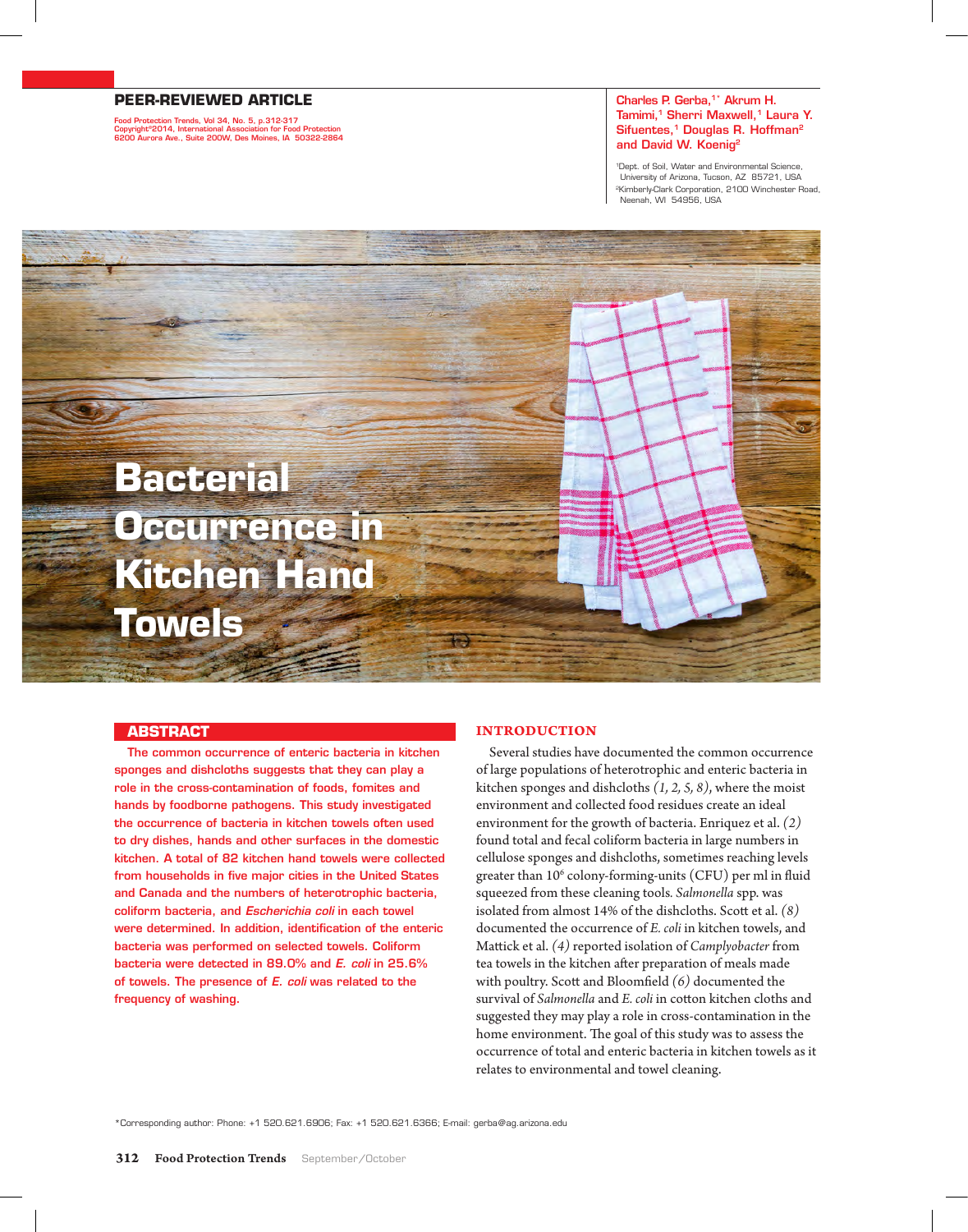PEER-REVIEWED ARTICLE

Food Protection Trends, Vol 34, No. 5, p.312-317
Copyright©2014, International Association for Food Protection
6200 Aurora Ave., Suite 200W, Des Moines, IA 50322-2864

Charles P. Gerba,[1*] Akrum H. Tamimi,[1] Sherri Maxwell,[1] Laura Y. Sifuentes,[1] Douglas R. Hoffman[2] and David W. Koenig[2]

[1]Dept. of Soil, Water and Environmental Science, University of Arizona, Tucson, AZ 85721, USA
[2]Kimberly-Clark Corporation, 2100 Winchester Road, Neenah, WI 54956, USA

# Bacterial Occurrence in Kitchen Hand Towels

## ABSTRACT

The common occurrence of enteric bacteria in kitchen sponges and dishcloths suggests that they can play a role in the cross-contamination of foods, fomites and hands by foodborne pathogens. This study investigated the occurrence of bacteria in kitchen towels often used to dry dishes, hands and other surfaces in the domestic kitchen. A total of 82 kitchen hand towels were collected from households in five major cities in the United States and Canada and the numbers of heterotrophic bacteria, coliform bacteria, and *Escherichia coli* in each towel were determined. In addition, identification of the enteric bacteria was performed on selected towels. Coliform bacteria were detected in 89.0% and *E. coli* in 25.6% of towels. The presence of *E. coli* was related to the frequency of washing.

## INTRODUCTION

Several studies have documented the common occurrence of large populations of heterotrophic and enteric bacteria in kitchen sponges and dishcloths *(1, 2, 5, 8)*, where the moist environment and collected food residues create an ideal environment for the growth of bacteria. Enriquez et al. *(2)* found total and fecal coliform bacteria in large numbers in cellulose sponges and dishcloths, sometimes reaching levels greater than $10^6$ colony-forming-units (CFU) per ml in fluid squeezed from these cleaning tools. *Salmonella* spp. was isolated from almost 14% of the dishcloths. Scott et al. *(8)* documented the occurrence of *E. coli* in kitchen towels, and Mattick et al. *(4)* reported isolation of *Camplyobacter* from tea towels in the kitchen after preparation of meals made with poultry. Scott and Bloomfield *(6)* documented the survival of *Salmonella* and *E. coli* in cotton kitchen cloths and suggested they may play a role in cross-contamination in the home environment. The goal of this study was to assess the occurrence of total and enteric bacteria in kitchen towels as it relates to environmental and towel cleaning.

*Corresponding author: Phone: +1 520.621.6906; Fax: +1 520.621.6366; E-mail: gerba@ag.arizona.edu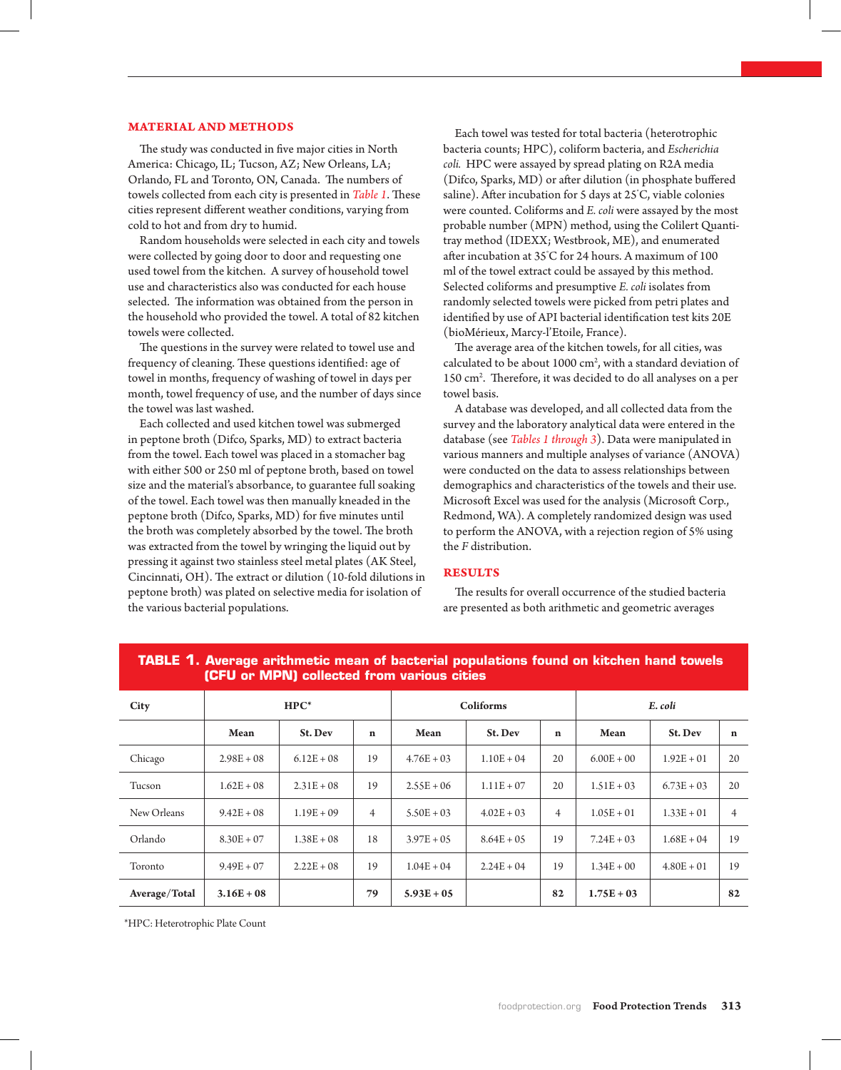## MATERIAL AND METHODS

The study was conducted in five major cities in North America: Chicago, IL; Tucson, AZ; New Orleans, LA; Orlando, FL and Toronto, ON, Canada. The numbers of towels collected from each city is presented in *Table 1*. These cities represent different weather conditions, varying from cold to hot and from dry to humid.

Random households were selected in each city and towels were collected by going door to door and requesting one used towel from the kitchen. A survey of household towel use and characteristics also was conducted for each house selected. The information was obtained from the person in the household who provided the towel. A total of 82 kitchen towels were collected.

The questions in the survey were related to towel use and frequency of cleaning. These questions identified: age of towel in months, frequency of washing of towel in days per month, towel frequency of use, and the number of days since the towel was last washed.

Each collected and used kitchen towel was submerged in peptone broth (Difco, Sparks, MD) to extract bacteria from the towel. Each towel was placed in a stomacher bag with either 500 or 250 ml of peptone broth, based on towel size and the material's absorbance, to guarantee full soaking of the towel. Each towel was then manually kneaded in the peptone broth (Difco, Sparks, MD) for five minutes until the broth was completely absorbed by the towel. The broth was extracted from the towel by wringing the liquid out by pressing it against two stainless steel metal plates (AK Steel, Cincinnati, OH). The extract or dilution (10-fold dilutions in peptone broth) was plated on selective media for isolation of the various bacterial populations.

Each towel was tested for total bacteria (heterotrophic bacteria counts; HPC), coliform bacteria, and *Escherichia coli.* HPC were assayed by spread plating on R2A media (Difco, Sparks, MD) or after dilution (in phosphate buffered saline). After incubation for 5 days at 25°C, viable colonies were counted. Coliforms and *E. coli* were assayed by the most probable number (MPN) method, using the Colilert Quanti-tray method (IDEXX; Westbrook, ME), and enumerated after incubation at 35°C for 24 hours. A maximum of 100 ml of the towel extract could be assayed by this method. Selected coliforms and presumptive *E. coli* isolates from randomly selected towels were picked from petri plates and identified by use of API bacterial identification test kits 20E (bioMérieux, Marcy-l'Etoile, France).

The average area of the kitchen towels, for all cities, was calculated to be about 1000 cm$^2$, with a standard deviation of 150 cm$^2$. Therefore, it was decided to do all analyses on a per towel basis.

A database was developed, and all collected data from the survey and the laboratory analytical data were entered in the database (see *Tables 1 through 3*). Data were manipulated in various manners and multiple analyses of variance (ANOVA) were conducted on the data to assess relationships between demographics and characteristics of the towels and their use. Microsoft Excel was used for the analysis (Microsoft Corp., Redmond, WA). A completely randomized design was used to perform the ANOVA, with a rejection region of 5% using the *F* distribution.

## RESULTS

The results for overall occurrence of the studied bacteria are presented as both arithmetic and geometric averages

**TABLE 1. Average arithmetic mean of bacterial populations found on kitchen hand towels (CFU or MPN) collected from various cities**

| City | HPC* | | | Coliforms | | | *E. coli* | | |
|---|---|---|---|---|---|---|---|---|---|
| | Mean | St. Dev | n | Mean | St. Dev | n | Mean | St. Dev | n |
| Chicago | 2.98E + 08 | 6.12E + 08 | 19 | 4.76E + 03 | 1.10E + 04 | 20 | 6.00E + 00 | 1.92E + 01 | 20 |
| Tucson | 1.62E + 08 | 2.31E + 08 | 19 | 2.55E + 06 | 1.11E + 07 | 20 | 1.51E + 03 | 6.73E + 03 | 20 |
| New Orleans | 9.42E + 08 | 1.19E + 09 | 4 | 5.50E + 03 | 4.02E + 03 | 4 | 1.05E + 01 | 1.33E + 01 | 4 |
| Orlando | 8.30E + 07 | 1.38E + 08 | 18 | 3.97E + 05 | 8.64E + 05 | 19 | 7.24E + 03 | 1.68E + 04 | 19 |
| Toronto | 9.49E + 07 | 2.22E + 08 | 19 | 1.04E + 04 | 2.24E + 04 | 19 | 1.34E + 00 | 4.80E + 01 | 19 |
| **Average/Total** | **3.16E + 08** | | **79** | **5.93E + 05** | | **82** | **1.75E + 03** | | **82** |

*HPC: Heterotrophic Plate Count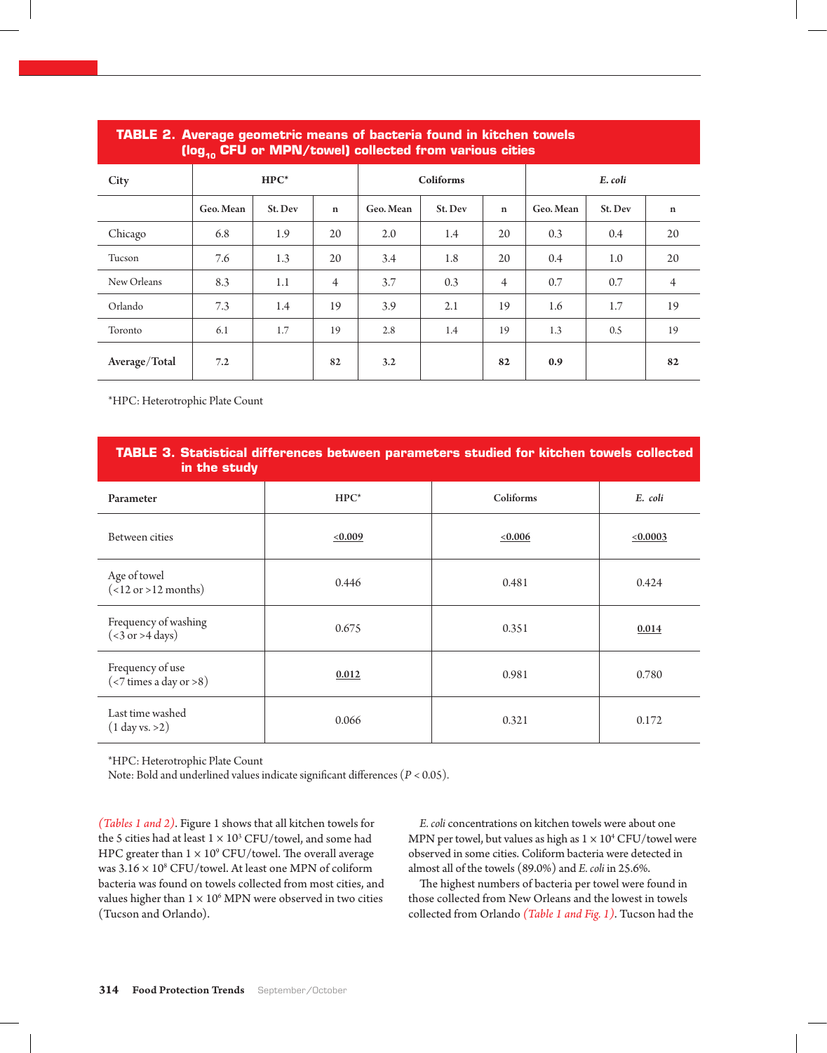**TABLE 2. Average geometric means of bacteria found in kitchen towels ($log_{10}$ CFU or MPN/towel) collected from various cities**

| City | HPC* | | | Coliforms | | | *E. coli* | | |
|---|---|---|---|---|---|---|---|---|---|
| | Geo. Mean | St. Dev | n | Geo. Mean | St. Dev | n | Geo. Mean | St. Dev | n |
| Chicago | 6.8 | 1.9 | 20 | 2.0 | 1.4 | 20 | 0.3 | 0.4 | 20 |
| Tucson | 7.6 | 1.3 | 20 | 3.4 | 1.8 | 20 | 0.4 | 1.0 | 20 |
| New Orleans | 8.3 | 1.1 | 4 | 3.7 | 0.3 | 4 | 0.7 | 0.7 | 4 |
| Orlando | 7.3 | 1.4 | 19 | 3.9 | 2.1 | 19 | 1.6 | 1.7 | 19 |
| Toronto | 6.1 | 1.7 | 19 | 2.8 | 1.4 | 19 | 1.3 | 0.5 | 19 |
| **Average/Total** | **7.2** | | **82** | **3.2** | | **82** | **0.9** | | **82** |

*HPC: Heterotrophic Plate Count

**TABLE 3. Statistical differences between parameters studied for kitchen towels collected in the study**

| Parameter | HPC* | Coliforms | *E. coli* |
|---|---|---|---|
| Between cities | **<0.009** | **<0.006** | **<0.0003** |
| Age of towel (<12 or >12 months) | 0.446 | 0.481 | 0.424 |
| Frequency of washing (<3 or >4 days) | 0.675 | 0.351 | **0.014** |
| Frequency of use (<7 times a day or >8) | **0.012** | 0.981 | 0.780 |
| Last time washed (1 day vs. >2) | 0.066 | 0.321 | 0.172 |

*HPC: Heterotrophic Plate Count
Note: Bold and underlined values indicate significant differences ($P < 0.05$).

*(Tables 1 and 2)*. Figure 1 shows that all kitchen towels for the 5 cities had at least $1 \times 10^3$ CFU/towel, and some had HPC greater than $1 \times 10^9$ CFU/towel. The overall average was $3.16 \times 10^8$ CFU/towel. At least one MPN of coliform bacteria was found on towels collected from most cities, and values higher than $1 \times 10^6$ MPN were observed in two cities (Tucson and Orlando).

*E. coli* concentrations on kitchen towels were about one MPN per towel, but values as high as $1 \times 10^4$ CFU/towel were observed in some cities. Coliform bacteria were detected in almost all of the towels (89.0%) and *E. coli* in 25.6%.

The highest numbers of bacteria per towel were found in those collected from New Orleans and the lowest in towels collected from Orlando *(Table 1 and Fig. 1)*. Tucson had the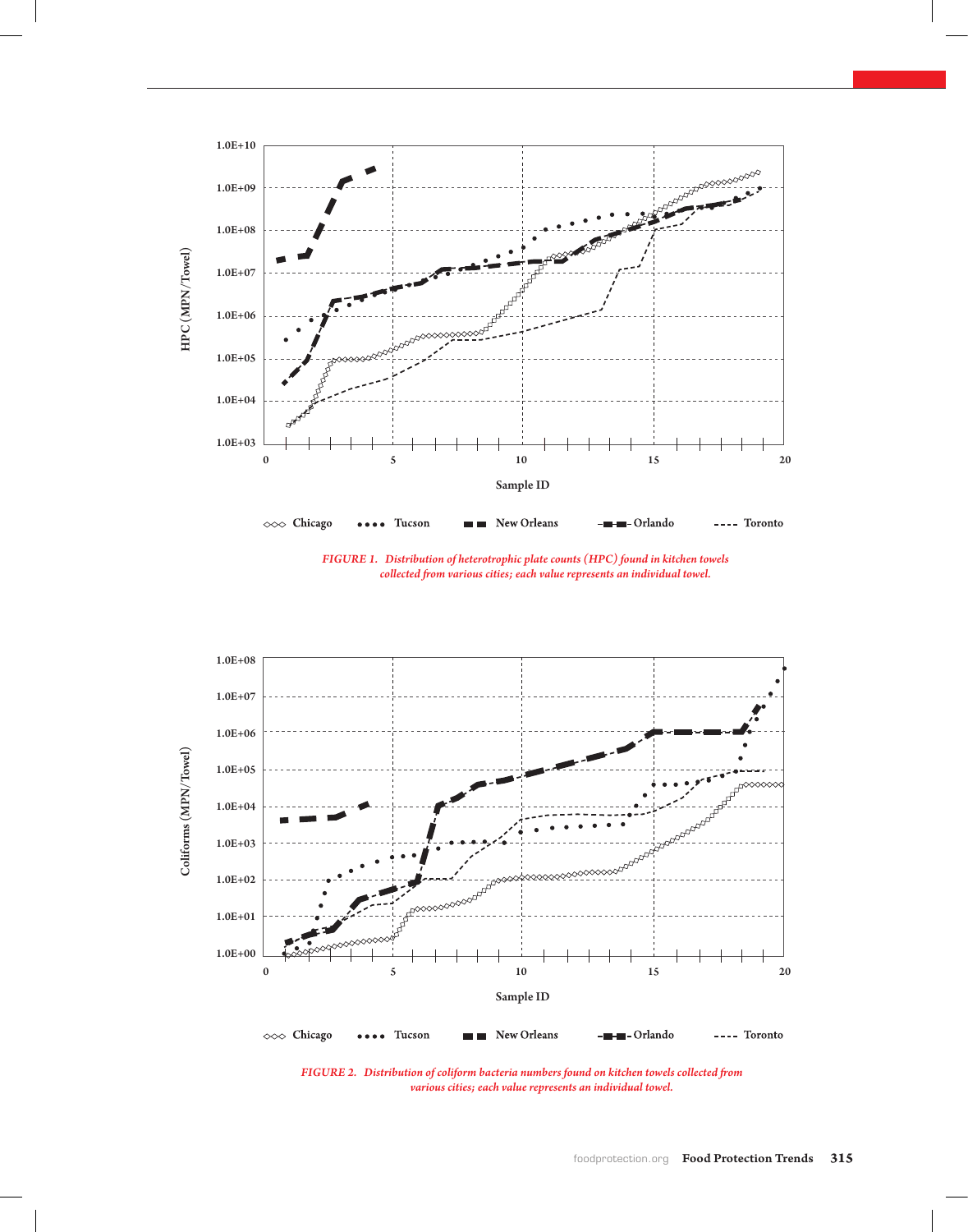FIGURE 1. Distribution of heterotrophic plate counts (HPC) found in kitchen towels collected from various cities; each value represents an individual towel.

FIGURE 2. Distribution of coliform bacteria numbers found on kitchen towels collected from various cities; each value represents an individual towel.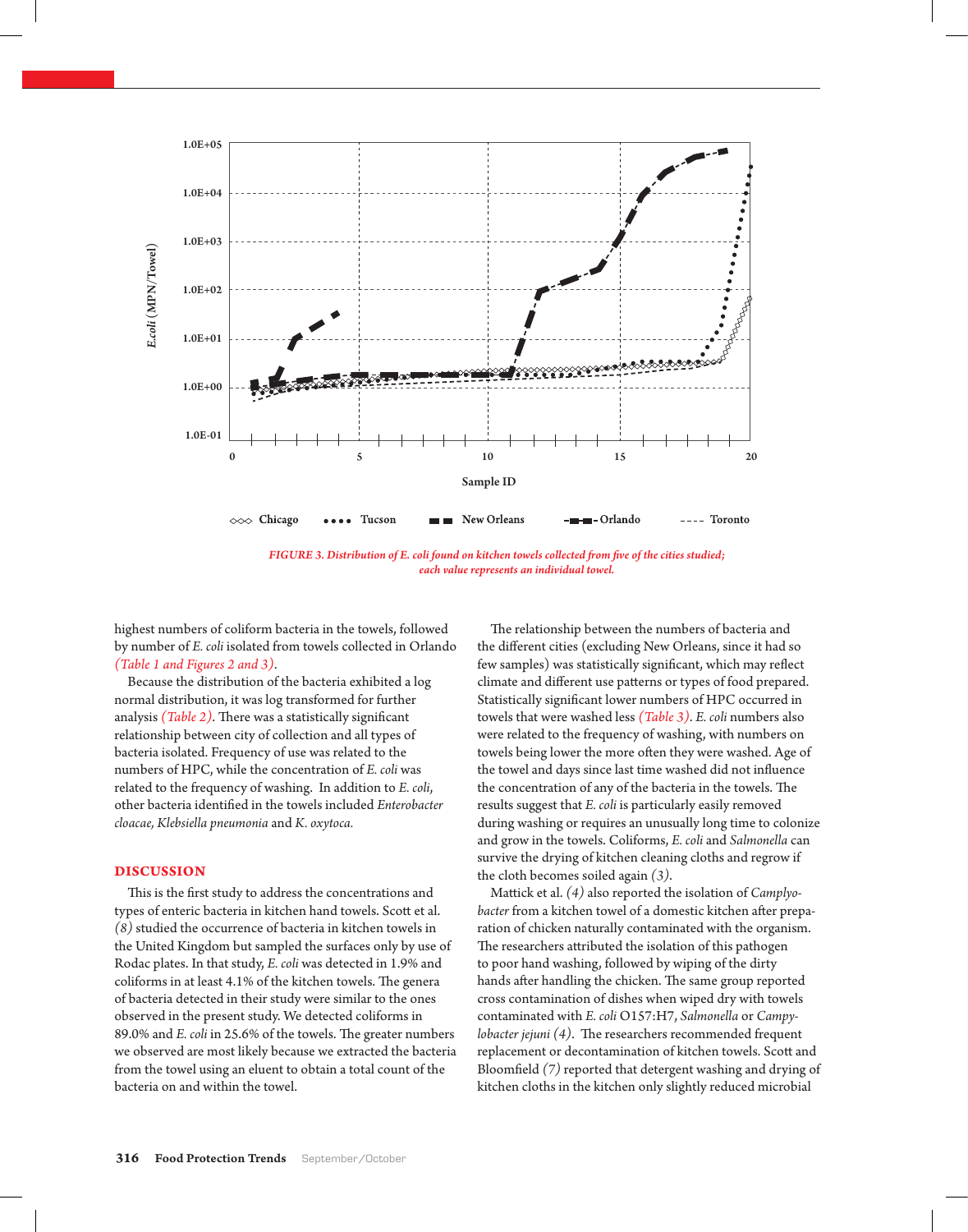FIGURE 3. Distribution of E. coli found on kitchen towels collected from five of the cities studied; each value represents an individual towel.

highest numbers of coliform bacteria in the towels, followed by number of *E. coli* isolated from towels collected in Orlando *(Table 1 and Figures 2 and 3)*.

Because the distribution of the bacteria exhibited a log normal distribution, it was log transformed for further analysis *(Table 2)*. There was a statistically significant relationship between city of collection and all types of bacteria isolated. Frequency of use was related to the numbers of HPC, while the concentration of *E. coli* was related to the frequency of washing. In addition to *E. coli*, other bacteria identified in the towels included *Enterobacter cloacae, Klebsiella pneumonia* and *K. oxytoca.*

## DISCUSSION

This is the first study to address the concentrations and types of enteric bacteria in kitchen hand towels. Scott et al. *(8)* studied the occurrence of bacteria in kitchen towels in the United Kingdom but sampled the surfaces only by use of Rodac plates. In that study, *E. coli* was detected in 1.9% and coliforms in at least 4.1% of the kitchen towels. The genera of bacteria detected in their study were similar to the ones observed in the present study. We detected coliforms in 89.0% and *E. coli* in 25.6% of the towels. The greater numbers we observed are most likely because we extracted the bacteria from the towel using an eluent to obtain a total count of the bacteria on and within the towel.

The relationship between the numbers of bacteria and the different cities (excluding New Orleans, since it had so few samples) was statistically significant, which may reflect climate and different use patterns or types of food prepared. Statistically significant lower numbers of HPC occurred in towels that were washed less *(Table 3)*. *E. coli* numbers also were related to the frequency of washing, with numbers on towels being lower the more often they were washed. Age of the towel and days since last time washed did not influence the concentration of any of the bacteria in the towels. The results suggest that *E. coli* is particularly easily removed during washing or requires an unusually long time to colonize and grow in the towels. Coliforms, *E. coli* and *Salmonella* can survive the drying of kitchen cleaning cloths and regrow if the cloth becomes soiled again *(3)*.

Mattick et al. *(4)* also reported the isolation of *Camplyobacter* from a kitchen towel of a domestic kitchen after preparation of chicken naturally contaminated with the organism. The researchers attributed the isolation of this pathogen to poor hand washing, followed by wiping of the dirty hands after handling the chicken. The same group reported cross contamination of dishes when wiped dry with towels contaminated with *E. coli* O157:H7, *Salmonella* or *Campylobacter jejuni (4)*. The researchers recommended frequent replacement or decontamination of kitchen towels. Scott and Bloomfield *(7)* reported that detergent washing and drying of kitchen cloths in the kitchen only slightly reduced microbial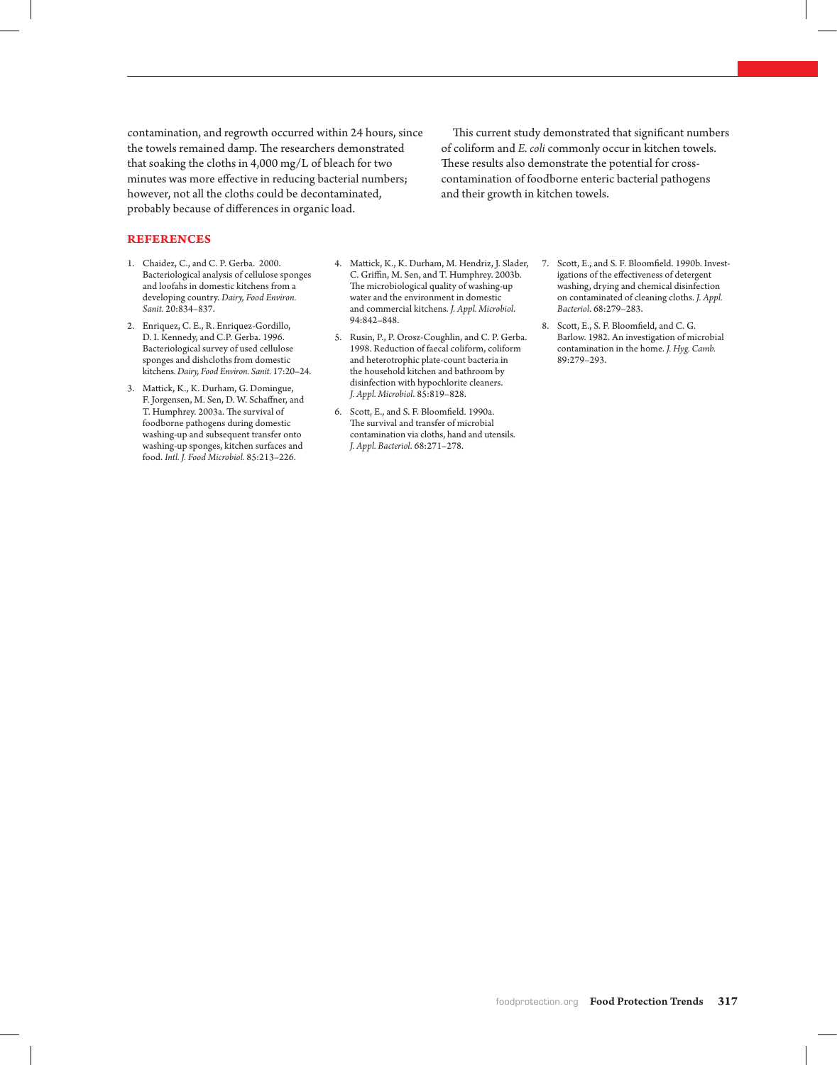contamination, and regrowth occurred within 24 hours, since the towels remained damp. The researchers demonstrated that soaking the cloths in 4,000 mg/L of bleach for two minutes was more effective in reducing bacterial numbers; however, not all the cloths could be decontaminated, probably because of differences in organic load.

This current study demonstrated that significant numbers of coliform and *E. coli* commonly occur in kitchen towels. These results also demonstrate the potential for cross-contamination of foodborne enteric bacterial pathogens and their growth in kitchen towels.

## REFERENCES

1. Chaidez, C., and C. P. Gerba. 2000. Bacteriological analysis of cellulose sponges and loofahs in domestic kitchens from a developing country. *Dairy, Food Environ. Sanit.* 20:834–837.
2. Enriquez, C. E., R. Enriquez-Gordillo, D. I. Kennedy, and C.P. Gerba. 1996. Bacteriological survey of used cellulose sponges and dishcloths from domestic kitchens. *Dairy, Food Environ. Sanit.* 17:20–24.
3. Mattick, K., K. Durham, G. Domingue, F. Jorgensen, M. Sen, D. W. Schaffner, and T. Humphrey. 2003a. The survival of foodborne pathogens during domestic washing-up and subsequent transfer onto washing-up sponges, kitchen surfaces and food. *Intl. J. Food Microbiol.* 85:213–226.
4. Mattick, K., K. Durham, M. Hendriz, J. Slader, C. Griffin, M. Sen, and T. Humphrey. 2003b. The microbiological quality of washing-up water and the environment in domestic and commercial kitchens. *J. Appl. Microbiol.* 94:842–848.
5. Rusin, P., P. Orosz-Coughlin, and C. P. Gerba. 1998. Reduction of faecal coliform, coliform and heterotrophic plate-count bacteria in the household kitchen and bathroom by disinfection with hypochlorite cleaners. *J. Appl. Microbiol.* 85:819–828.
6. Scott, E., and S. F. Bloomfield. 1990a. The survival and transfer of microbial contamination via cloths, hand and utensils. *J. Appl. Bacteriol.* 68:271–278.
7. Scott, E., and S. F. Bloomfield. 1990b. Investigations of the effectiveness of detergent washing, drying and chemical disinfection on contaminated of cleaning cloths. *J. Appl. Bacteriol.* 68:279–283.
8. Scott, E., S. F. Bloomfield, and C. G. Barlow. 1982. An investigation of microbial contamination in the home. *J. Hyg. Camb.* 89:279–293.